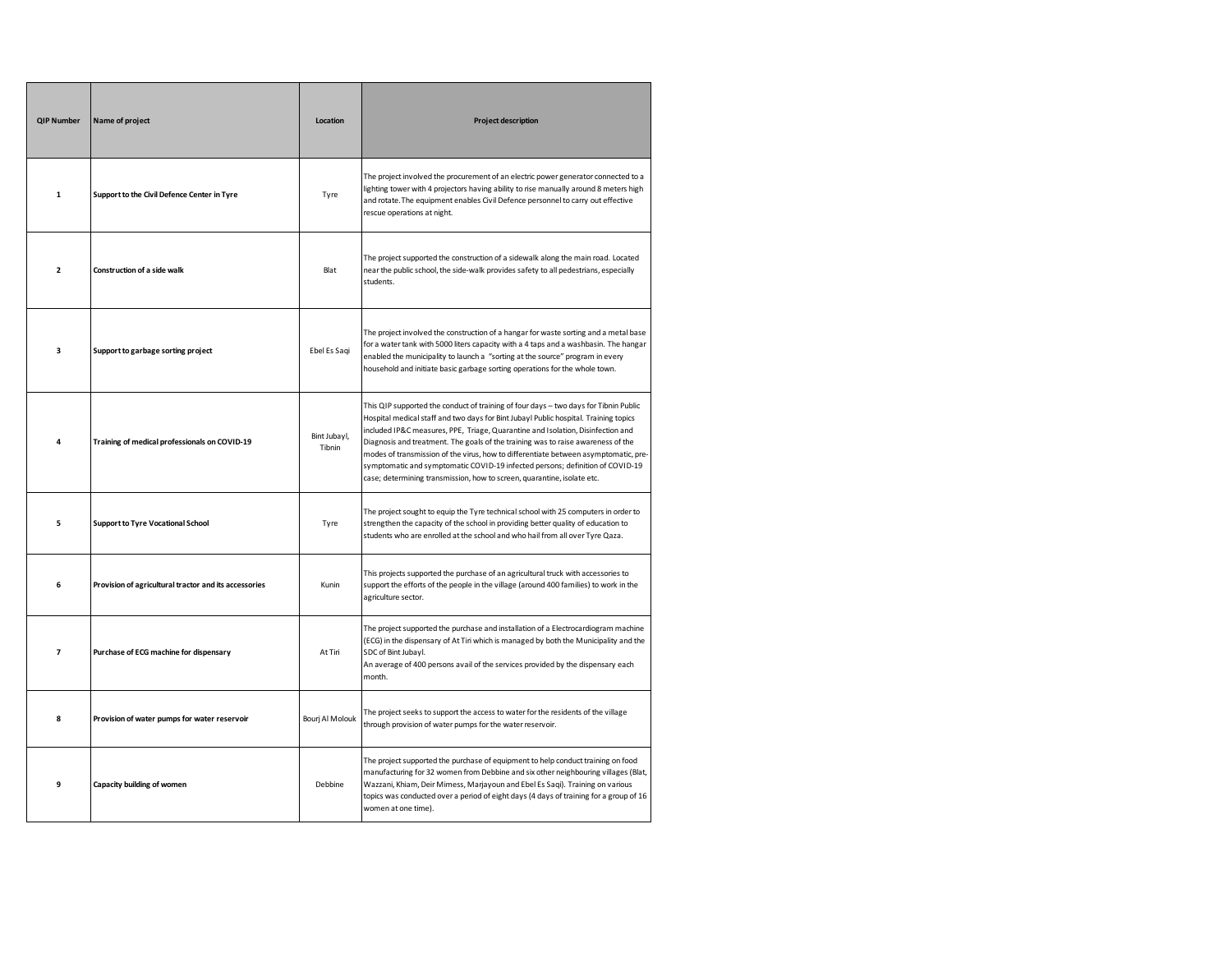| QIP Number | Name of project | Location | Project description |
|---|---|---|---|
| 1 | **Support to the Civil Defence Center in Tyre** | Tyre | The project involved the procurement of an electric power generator connected to a lighting tower with 4 projectors having ability to rise manually around 8 meters high and rotate. The equipment enables Civil Defence personnel to carry out effective rescue operations at night. |
| 2 | **Construction of a side walk** | Blat | The project supported the construction of a sidewalk along the main road. Located near the public school, the side-walk provides safety to all pedestrians, especially students. |
| 3 | **Support to garbage sorting project** | Ebel Es Saqi | The project involved the construction of a hangar for waste sorting and a metal base for a water tank with 5000 liters capacity with a 4 taps and a washbasin. The hangar enabled the municipality to launch a "sorting at the source" program in every household and initiate basic garbage sorting operations for the whole town. |
| 4 | **Training of medical professionals on COVID-19** | Bint Jubayl, Tibnin | This QIP supported the conduct of training of four days – two days for Tibnin Public Hospital medical staff and two days for Bint Jubayl Public hospital. Training topics included IP&C measures, PPE, Triage, Quarantine and Isolation, Disinfection and Diagnosis and treatment. The goals of the training was to raise awareness of the modes of transmission of the virus, how to differentiate between asymptomatic, pre-symptomatic and symptomatic COVID-19 infected persons; definition of COVID-19 case; determining transmission, how to screen, quarantine, isolate etc. |
| 5 | **Support to Tyre Vocational School** | Tyre | The project sought to equip the Tyre technical school with 25 computers in order to strengthen the capacity of the school in providing better quality of education to students who are enrolled at the school and who hail from all over Tyre Qaza. |
| 6 | **Provision of agricultural tractor and its accessories** | Kunin | This projects supported the purchase of an agricultural truck with accessories to support the efforts of the people in the village (around 400 families) to work in the agriculture sector. |
| 7 | **Purchase of ECG machine for dispensary** | At Tiri | The project supported the purchase and installation of a Electrocardiogram machine (ECG) in the dispensary of At Tiri which is managed by both the Municipality and the SDC of Bint Jubayl.<br>An average of 400 persons avail of the services provided by the dispensary each month. |
| 8 | **Provision of water pumps for water reservoir** | Bourj Al Molouk | The project seeks to support the access to water for the residents of the village through provision of water pumps for the water reservoir. |
| 9 | **Capacity building of women** | Debbine | The project supported the purchase of equipment to help conduct training on food manufacturing for 32 women from Debbine and six other neighbouring villages (Blat, Wazzani, Khiam, Deir Mimess, Marjayoun and Ebel Es Saqi). Training on various topics was conducted over a period of eight days (4 days of training for a group of 16 women at one time). |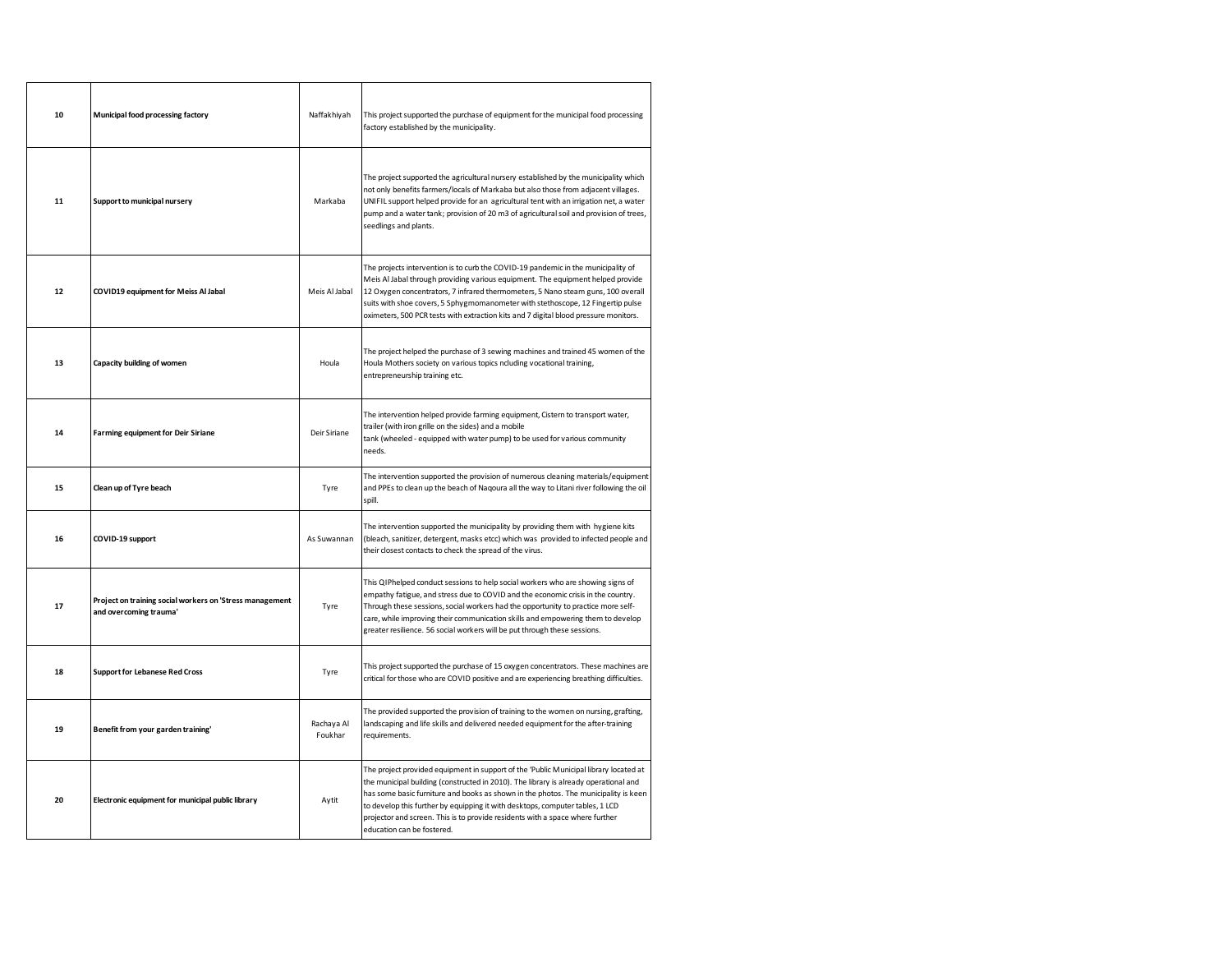| 10 | Municipal food processing factory | Naffakhiyah | This project supported the purchase of equipment for the municipal food processing factory established by the municipality. |
|---|---|---|---|
| 11 | Support to municipal nursery | Markaba | The project supported the agricultural nursery established by the municipality which not only benefits farmers/locals of Markaba but also those from adjacent villages. UNIFIL support helped provide for an agricultural tent with an irrigation net, a water pump and a water tank; provision of 20 m3 of agricultural soil and provision of trees, seedlings and plants. |
| 12 | COVID19 equipment for Meiss Al Jabal | Meis Al Jabal | The projects intervention is to curb the COVID-19 pandemic in the municipality of Meis Al Jabal through providing various equipment. The equipment helped provide 12 Oxygen concentrators, 7 infrared thermometers, 5 Nano steam guns, 100 overall suits with shoe covers, 5 Sphygmomanometer with stethoscope, 12 Fingertip pulse oximeters, 500 PCR tests with extraction kits and 7 digital blood pressure monitors. |
| 13 | Capacity building of women | Houla | The project helped the purchase of 3 sewing machines and trained 45 women of the Houla Mothers society on various topics ncluding vocational training, entrepreneurship training etc. |
| 14 | Farming equipment for Deir Siriane | Deir Siriane | The intervention helped provide farming equipment, Cistern to transport water, trailer (with iron grille on the sides) and a mobile tank (wheeled - equipped with water pump) to be used for various community needs. |
| 15 | Clean up of Tyre beach | Tyre | The intervention supported the provision of numerous cleaning materials/equipment and PPEs to clean up the beach of Naqoura all the way to Litani river following the oil spill. |
| 16 | COVID-19 support | As Suwannan | The intervention supported the municipality by providing them with hygiene kits (bleach, sanitizer, detergent, masks etcc) which was provided to infected people and their closest contacts to check the spread of the virus. |
| 17 | Project on training social workers on 'Stress management and overcoming trauma' | Tyre | This QIPhelped conduct sessions to help social workers who are showing signs of empathy fatigue, and stress due to COVID and the economic crisis in the country. Through these sessions, social workers had the opportunity to practice more self-care, while improving their communication skills and empowering them to develop greater resilience. 56 social workers will be put through these sessions. |
| 18 | Support for Lebanese Red Cross | Tyre | This project supported the purchase of 15 oxygen concentrators. These machines are critical for those who are COVID positive and are experiencing breathing difficulties. |
| 19 | Benefit from your garden training' | Rachaya Al Foukhar | The provided supported the provision of training to the women on nursing, grafting, landscaping and life skills and delivered needed equipment for the after-training requirements. |
| 20 | Electronic equipment for municipal public library | Aytit | The project provided equipment in support of the 'Public Municipal library located at the municipal building (constructed in 2010). The library is already operational and has some basic furniture and books as shown in the photos. The municipality is keen to develop this further by equipping it with desktops, computer tables, 1 LCD projector and screen. This is to provide residents with a space where further education can be fostered. |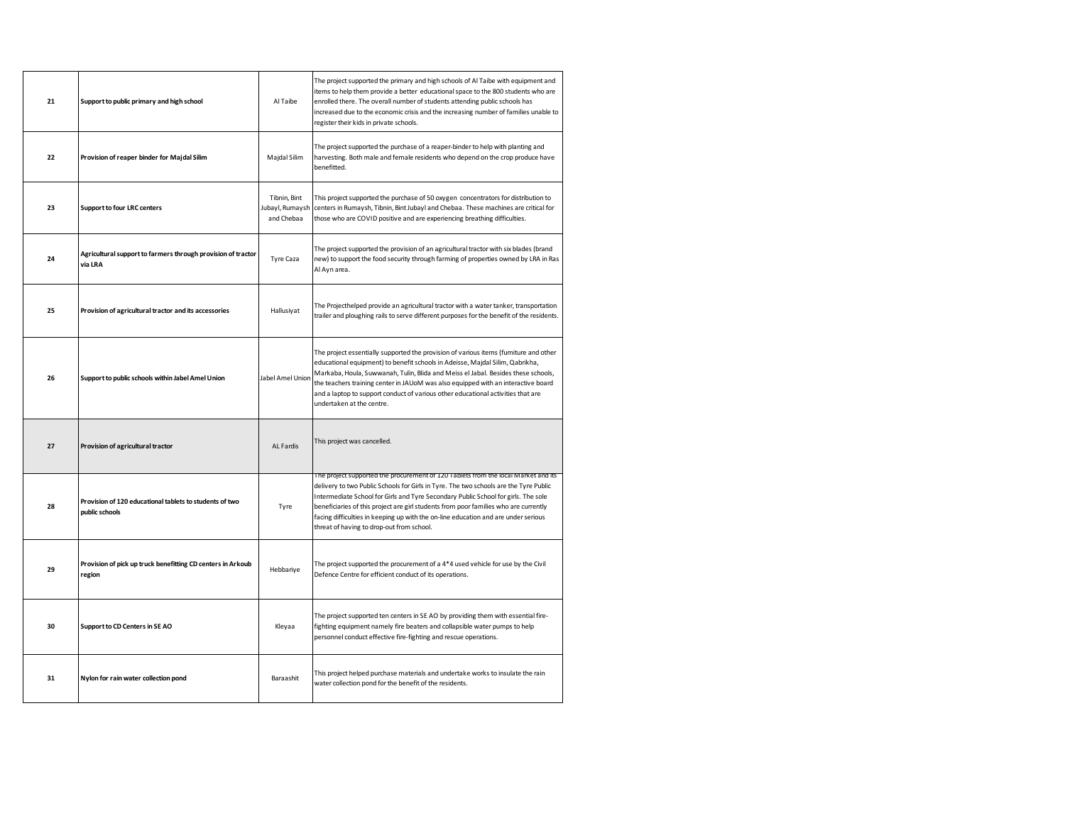| | | | |
|---|---|---|---|
| 21 | **Support to public primary and high school** | Al Taibe | The project supported the primary and high schools of Al Taibe with equipment and items to help them provide a better educational space to the 800 students who are enrolled there. The overall number of students attending public schools has increased due to the economic crisis and the increasing number of families unable to register their kids in private schools. |
| 22 | **Provision of reaper binder for Majdal Silim** | Majdal Silim | The project supported the purchase of a reaper-binder to help with planting and harvesting. Both male and female residents who depend on the crop produce have benefitted. |
| 23 | **Support to four LRC centers** | Tibnin, Bint Jubayl, Rumaysh and Chebaa | This project supported the purchase of 50 oxygen concentrators for distribution to centers in Rumaysh, Tibnin, Bint Jubayl and Chebaa. These machines are critical for those who are COVID positive and are experiencing breathing difficulties. |
| 24 | **Agricultural support to farmers through provision of tractor via LRA** | Tyre Caza | The project supported the provision of an agricultural tractor with six blades (brand new) to support the food security through farming of properties owned by LRA in Ras Al Ayn area. |
| 25 | **Provision of agricultural tractor and its accessories** | Hallusiyat | The Projecthelped provide an agricultural tractor with a water tanker, transportation trailer and ploughing rails to serve different purposes for the benefit of the residents. |
| 26 | **Support to public schools within Jabel Amel Union** | Jabel Amel Union | The project essentially supported the provision of various items (furniture and other educational equipment) to benefit schools in Adeisse, Majdal Silim, Qabrikha, Markaba, Houla, Suwwanah, Tulin, Blida and Meiss el Jabal. Besides these schools, the teachers training center in JAUoM was also equipped with an interactive board and a laptop to support conduct of various other educational activities that are undertaken at the centre. |
| 27 | **Provision of agricultural tractor** | AL Fardis | This project was cancelled. |
| 28 | **Provision of 120 educational tablets to students of two public schools** | Tyre | The project supported the procurement of 120 Tablets from the local Market and its delivery to two Public Schools for Girls in Tyre. The two schools are the Tyre Public Intermediate School for Girls and Tyre Secondary Public School for girls. The sole beneficiaries of this project are girl students from poor families who are currently facing difficulties in keeping up with the on-line education and are under serious threat of having to drop-out from school. |
| 29 | **Provision of pick up truck benefitting CD centers in Arkoub region** | Hebbariye | The project supported the procurement of a 4*4 used vehicle for use by the Civil Defence Centre for efficient conduct of its operations. |
| 30 | **Support to CD Centers in SE AO** | Kleyaa | The project supported ten centers in SE AO by providing them with essential fire-fighting equipment namely fire beaters and collapsible water pumps to help personnel conduct effective fire-fighting and rescue operations. |
| 31 | **Nylon for rain water collection pond** | Baraashit | This project helped purchase materials and undertake works to insulate the rain water collection pond for the benefit of the residents. |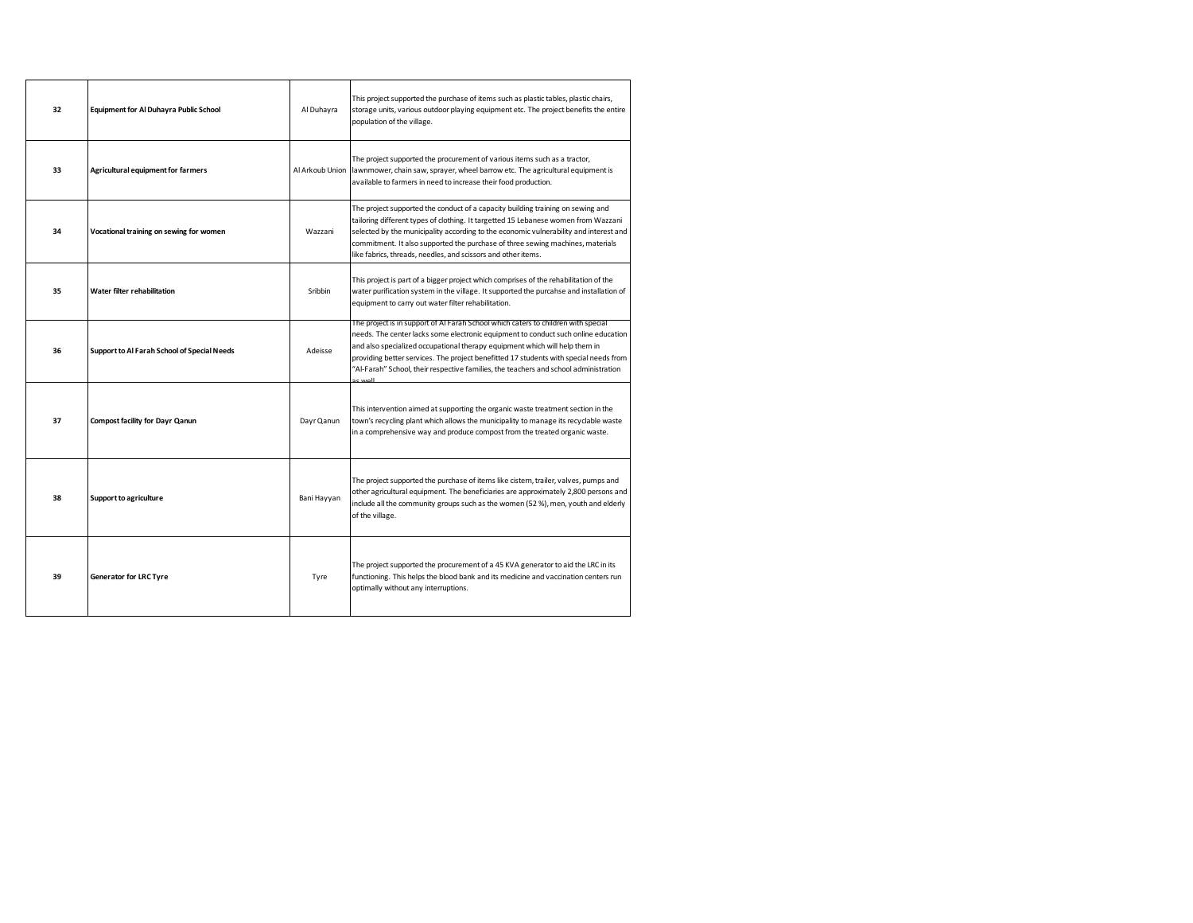| | | | |
|---|---|---|---|
| 32 | **Equipment for Al Duhayra Public School** | Al Duhayra | This project supported the purchase of items such as plastic tables, plastic chairs, storage units, various outdoor playing equipment etc. The project benefits the entire population of the village. |
| 33 | **Agricultural equipment for farmers** | Al Arkoub Union | The project supported the procurement of various items such as a tractor, lawnmower, chain saw, sprayer, wheel barrow etc. The agricultural equipment is available to farmers in need to increase their food production. |
| 34 | **Vocational training on sewing for women** | Wazzani | The project supported the conduct of a capacity building training on sewing and tailoring different types of clothing. It targetted 15 Lebanese women from Wazzani selected by the municipality according to the economic vulnerability and interest and commitment. It also supported the purchase of three sewing machines, materials like fabrics, threads, needles, and scissors and other items. |
| 35 | **Water filter rehabilitation** | Sribbin | This project is part of a bigger project which comprises of the rehabilitation of the water purification system in the village. It supported the purcahse and installation of equipment to carry out water filter rehabilitation. |
| 36 | **Support to Al Farah School of Special Needs** | Adeisse | The project is in support of Al Farah School which caters to children with special needs. The center lacks some electronic equipment to conduct such online education and also specialized occupational therapy equipment which will help them in providing better services. The project benefitted 17 students with special needs from "Al-Farah" School, their respective families, the teachers and school administration as well. |
| 37 | **Compost facility for Dayr Qanun** | Dayr Qanun | This intervention aimed at supporting the organic waste treatment section in the town's recycling plant which allows the municipality to manage its recyclable waste in a comprehensive way and produce compost from the treated organic waste. |
| 38 | **Support to agriculture** | Bani Hayyan | The project supported the purchase of items like cistern, trailer, valves, pumps and other agricultural equipment. The beneficiaries are approximately 2,800 persons and include all the community groups such as the women (52 %), men, youth and elderly of the village. |
| 39 | **Generator for LRC Tyre** | Tyre | The project supported the procurement of a 45 KVA generator to aid the LRC in its functioning. This helps the blood bank and its medicine and vaccination centers run optimally without any interruptions. |